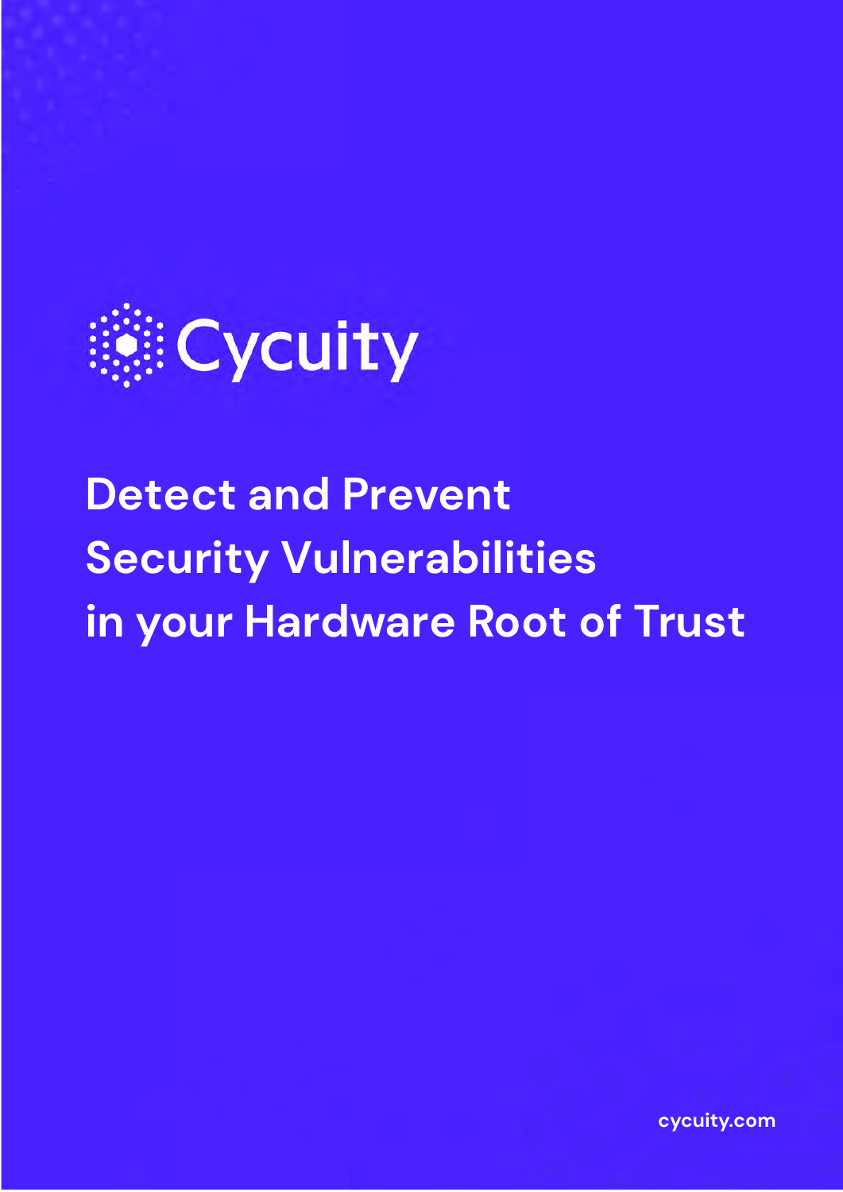Cycuity

# Detect and Prevent Security Vulnerabilities in your Hardware Root of Trust

cycuity.com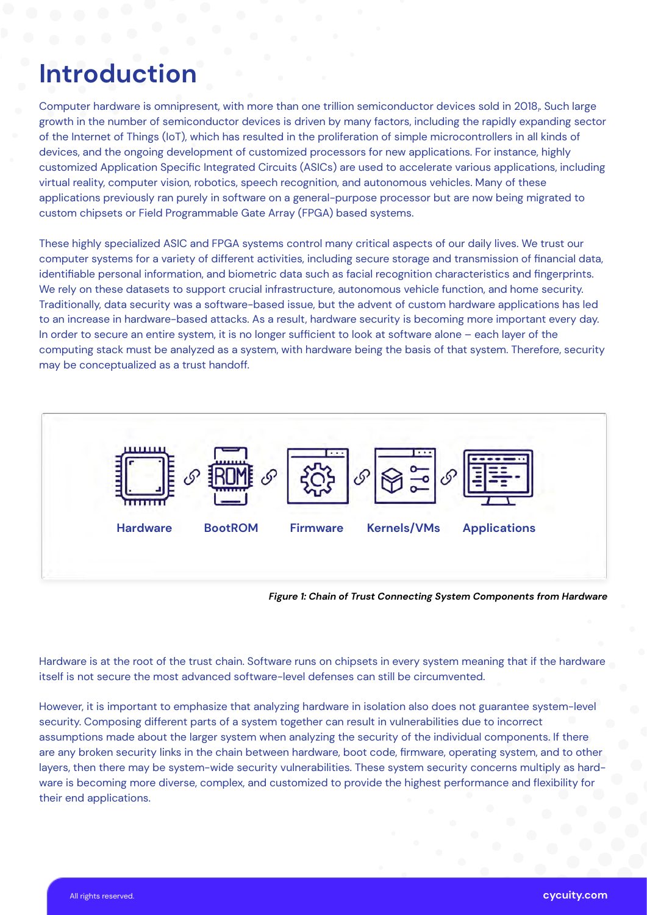# Introduction

Computer hardware is omnipresent, with more than one trillion semiconductor devices sold in 2018,. Such large growth in the number of semiconductor devices is driven by many factors, including the rapidly expanding sector of the Internet of Things (IoT), which has resulted in the proliferation of simple microcontrollers in all kinds of devices, and the ongoing development of customized processors for new applications. For instance, highly customized Application Specific Integrated Circuits (ASICs) are used to accelerate various applications, including virtual reality, computer vision, robotics, speech recognition, and autonomous vehicles. Many of these applications previously ran purely in software on a general-purpose processor but are now being migrated to custom chipsets or Field Programmable Gate Array (FPGA) based systems.

These highly specialized ASIC and FPGA systems control many critical aspects of our daily lives. We trust our computer systems for a variety of different activities, including secure storage and transmission of financial data, identifiable personal information, and biometric data such as facial recognition characteristics and fingerprints. We rely on these datasets to support crucial infrastructure, autonomous vehicle function, and home security. Traditionally, data security was a software-based issue, but the advent of custom hardware applications has led to an increase in hardware-based attacks. As a result, hardware security is becoming more important every day. In order to secure an entire system, it is no longer sufficient to look at software alone – each layer of the computing stack must be analyzed as a system, with hardware being the basis of that system. Therefore, security may be conceptualized as a trust handoff.

Hardware — BootROM — Firmware — Kernels/VMs — Applications

*Figure 1: Chain of Trust Connecting System Components from Hardware*

Hardware is at the root of the trust chain. Software runs on chipsets in every system meaning that if the hardware itself is not secure the most advanced software-level defenses can still be circumvented.

However, it is important to emphasize that analyzing hardware in isolation also does not guarantee system-level security. Composing different parts of a system together can result in vulnerabilities due to incorrect assumptions made about the larger system when analyzing the security of the individual components. If there are any broken security links in the chain between hardware, boot code, firmware, operating system, and to other layers, then there may be system-wide security vulnerabilities. These system security concerns multiply as hard-ware is becoming more diverse, complex, and customized to provide the highest performance and flexibility for their end applications.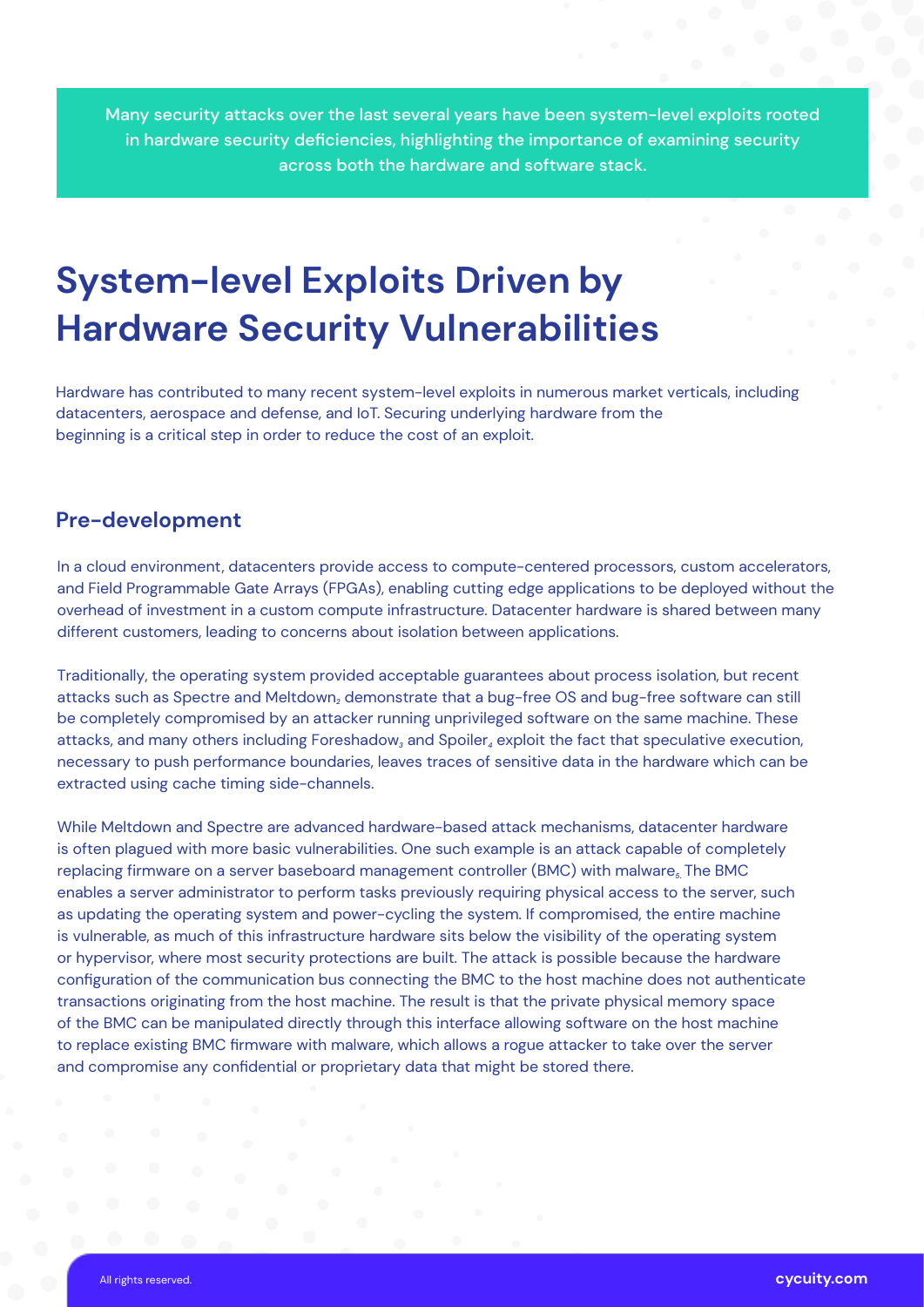Many security attacks over the last several years have been system-level exploits rooted in hardware security deficiencies, highlighting the importance of examining security across both the hardware and software stack.

# System-level Exploits Driven by Hardware Security Vulnerabilities

Hardware has contributed to many recent system-level exploits in numerous market verticals, including datacenters, aerospace and defense, and IoT. Securing underlying hardware from the beginning is a critical step in order to reduce the cost of an exploit.

## Pre-development

In a cloud environment, datacenters provide access to compute-centered processors, custom accelerators, and Field Programmable Gate Arrays (FPGAs), enabling cutting edge applications to be deployed without the overhead of investment in a custom compute infrastructure. Datacenter hardware is shared between many different customers, leading to concerns about isolation between applications.

Traditionally, the operating system provided acceptable guarantees about process isolation, but recent attacks such as Spectre and Meltdown[2] demonstrate that a bug-free OS and bug-free software can still be completely compromised by an attacker running unprivileged software on the same machine. These attacks, and many others including Foreshadow[3] and Spoiler[4] exploit the fact that speculative execution, necessary to push performance boundaries, leaves traces of sensitive data in the hardware which can be extracted using cache timing side-channels.

While Meltdown and Spectre are advanced hardware-based attack mechanisms, datacenter hardware is often plagued with more basic vulnerabilities. One such example is an attack capable of completely replacing firmware on a server baseboard management controller (BMC) with malware[5]. The BMC enables a server administrator to perform tasks previously requiring physical access to the server, such as updating the operating system and power-cycling the system. If compromised, the entire machine is vulnerable, as much of this infrastructure hardware sits below the visibility of the operating system or hypervisor, where most security protections are built. The attack is possible because the hardware configuration of the communication bus connecting the BMC to the host machine does not authenticate transactions originating from the host machine. The result is that the private physical memory space of the BMC can be manipulated directly through this interface allowing software on the host machine to replace existing BMC firmware with malware, which allows a rogue attacker to take over the server and compromise any confidential or proprietary data that might be stored there.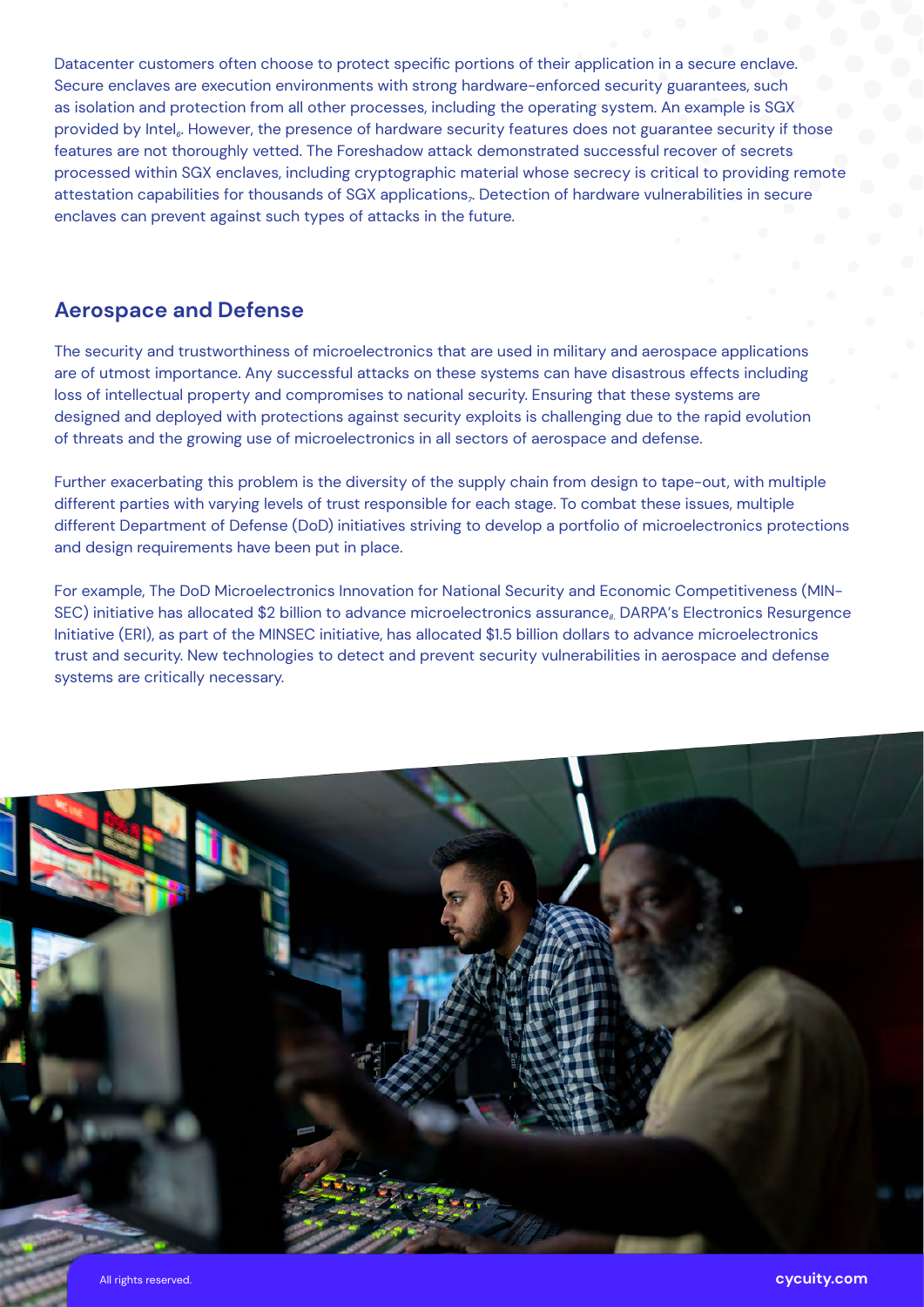Datacenter customers often choose to protect specific portions of their application in a secure enclave. Secure enclaves are execution environments with strong hardware-enforced security guarantees, such as isolation and protection from all other processes, including the operating system. An example is SGX provided by Intel[6]. However, the presence of hardware security features does not guarantee security if those features are not thoroughly vetted. The Foreshadow attack demonstrated successful recover of secrets processed within SGX enclaves, including cryptographic material whose secrecy is critical to providing remote attestation capabilities for thousands of SGX applications[7]. Detection of hardware vulnerabilities in secure enclaves can prevent against such types of attacks in the future.

## Aerospace and Defense

The security and trustworthiness of microelectronics that are used in military and aerospace applications are of utmost importance. Any successful attacks on these systems can have disastrous effects including loss of intellectual property and compromises to national security. Ensuring that these systems are designed and deployed with protections against security exploits is challenging due to the rapid evolution of threats and the growing use of microelectronics in all sectors of aerospace and defense.

Further exacerbating this problem is the diversity of the supply chain from design to tape-out, with multiple different parties with varying levels of trust responsible for each stage. To combat these issues, multiple different Department of Defense (DoD) initiatives striving to develop a portfolio of microelectronics protections and design requirements have been put in place.

For example, The DoD Microelectronics Innovation for National Security and Economic Competitiveness (MIN-SEC) initiative has allocated $2 billion to advance microelectronics assurance[8]. DARPA's Electronics Resurgence Initiative (ERI), as part of the MINSEC initiative, has allocated $1.5 billion dollars to advance microelectronics trust and security. New technologies to detect and prevent security vulnerabilities in aerospace and defense systems are critically necessary.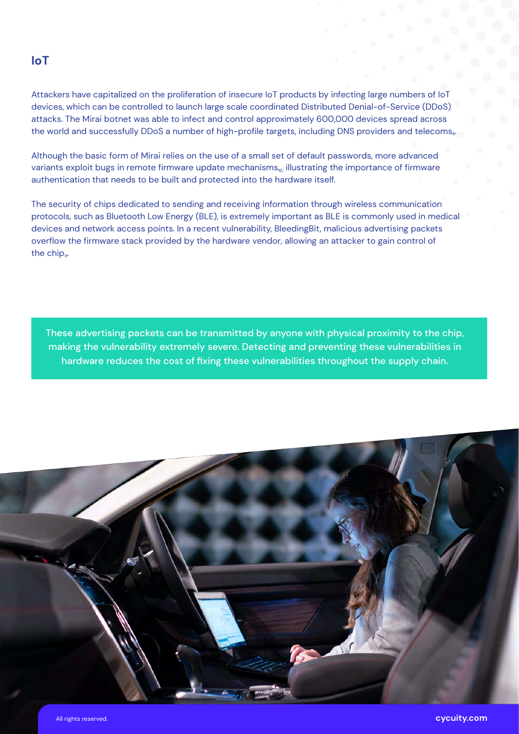## IoT

Attackers have capitalized on the proliferation of insecure IoT products by infecting large numbers of IoT devices, which can be controlled to launch large scale coordinated Distributed Denial-of-Service (DDoS) attacks. The Mirai botnet was able to infect and control approximately 600,000 devices spread across the world and successfully DDoS a number of high-profile targets, including DNS providers and telecoms[9].

Although the basic form of Mirai relies on the use of a small set of default passwords, more advanced variants exploit bugs in remote firmware update mechanisms[10], illustrating the importance of firmware authentication that needs to be built and protected into the hardware itself.

The security of chips dedicated to sending and receiving information through wireless communication protocols, such as Bluetooth Low Energy (BLE), is extremely important as BLE is commonly used in medical devices and network access points. In a recent vulnerability, BleedingBit, malicious advertising packets overflow the firmware stack provided by the hardware vendor, allowing an attacker to gain control of the chip[11].

These advertising packets can be transmitted by anyone with physical proximity to the chip, making the vulnerability extremely severe. Detecting and preventing these vulnerabilities in hardware reduces the cost of fixing these vulnerabilities throughout the supply chain.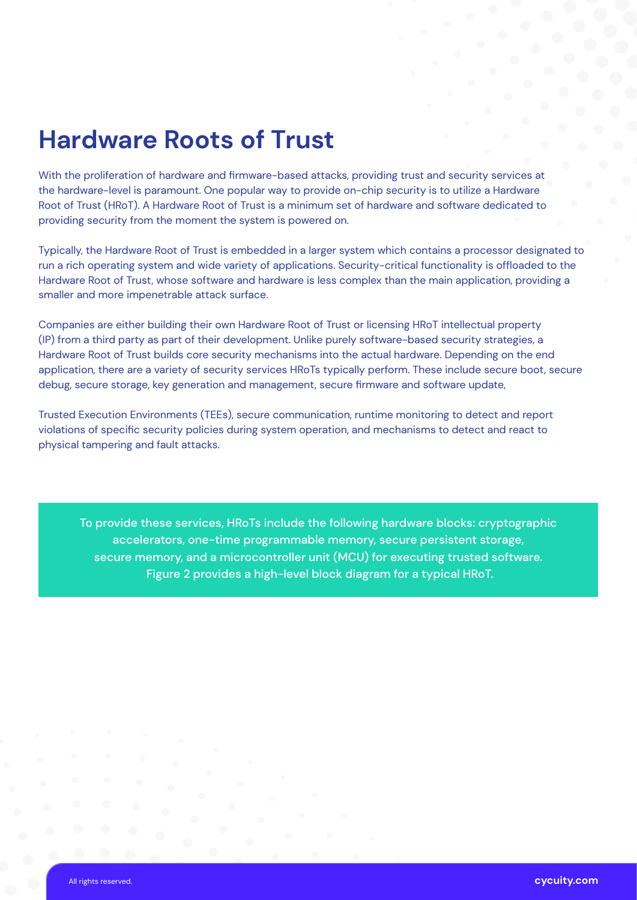# Hardware Roots of Trust

With the proliferation of hardware and firmware-based attacks, providing trust and security services at the hardware-level is paramount. One popular way to provide on-chip security is to utilize a Hardware Root of Trust (HRoT). A Hardware Root of Trust is a minimum set of hardware and software dedicated to providing security from the moment the system is powered on.

Typically, the Hardware Root of Trust is embedded in a larger system which contains a processor designated to run a rich operating system and wide variety of applications. Security-critical functionality is offloaded to the Hardware Root of Trust, whose software and hardware is less complex than the main application, providing a smaller and more impenetrable attack surface.

Companies are either building their own Hardware Root of Trust or licensing HRoT intellectual property (IP) from a third party as part of their development. Unlike purely software-based security strategies, a Hardware Root of Trust builds core security mechanisms into the actual hardware. Depending on the end application, there are a variety of security services HRoTs typically perform. These include secure boot, secure debug, secure storage, key generation and management, secure firmware and software update,

Trusted Execution Environments (TEEs), secure communication, runtime monitoring to detect and report violations of specific security policies during system operation, and mechanisms to detect and react to physical tampering and fault attacks.

To provide these services, HRoTs include the following hardware blocks: cryptographic accelerators, one-time programmable memory, secure persistent storage, secure memory, and a microcontroller unit (MCU) for executing trusted software. Figure 2 provides a high-level block diagram for a typical HRoT.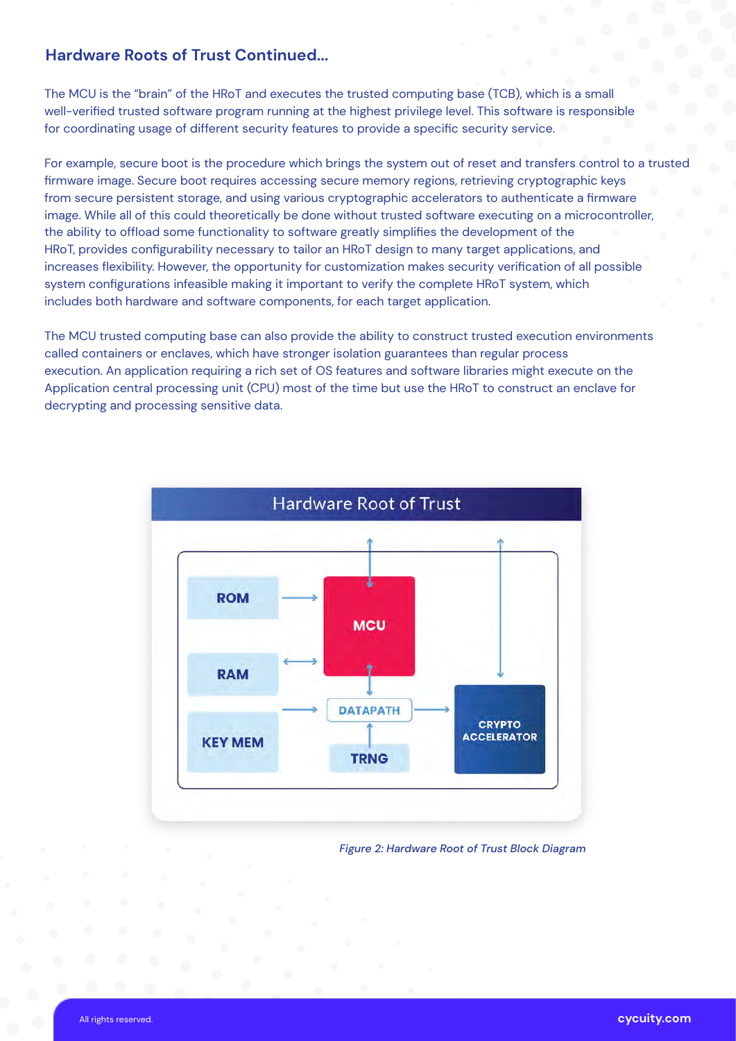## Hardware Roots of Trust Continued...

The MCU is the "brain" of the HRoT and executes the trusted computing base (TCB), which is a small well-verified trusted software program running at the highest privilege level. This software is responsible for coordinating usage of different security features to provide a specific security service.

For example, secure boot is the procedure which brings the system out of reset and transfers control to a trusted firmware image. Secure boot requires accessing secure memory regions, retrieving cryptographic keys from secure persistent storage, and using various cryptographic accelerators to authenticate a firmware image. While all of this could theoretically be done without trusted software executing on a microcontroller, the ability to offload some functionality to software greatly simplifies the development of the HRoT, provides configurability necessary to tailor an HRoT design to many target applications, and increases flexibility. However, the opportunity for customization makes security verification of all possible system configurations infeasible making it important to verify the complete HRoT system, which includes both hardware and software components, for each target application.

The MCU trusted computing base can also provide the ability to construct trusted execution environments called containers or enclaves, which have stronger isolation guarantees than regular process execution. An application requiring a rich set of OS features and software libraries might execute on the Application central processing unit (CPU) most of the time but use the HRoT to construct an enclave for decrypting and processing sensitive data.

Hardware Root of Trust

ROM → MCU

RAM ↔ MCU

KEY MEM → DATAPATH

MCU ↔ DATAPATH

TRNG → DATAPATH

DATAPATH → CRYPTO ACCELERATOR

*Figure 2: Hardware Root of Trust Block Diagram*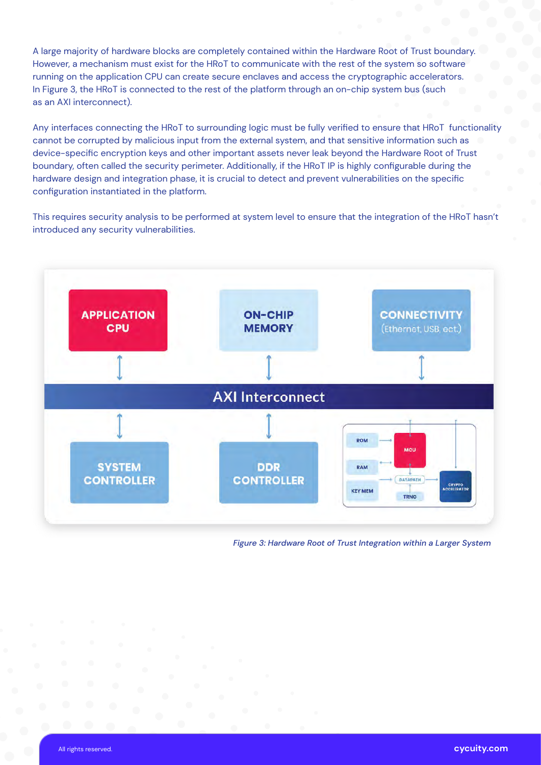A large majority of hardware blocks are completely contained within the Hardware Root of Trust boundary. However, a mechanism must exist for the HRoT to communicate with the rest of the system so software running on the application CPU can create secure enclaves and access the cryptographic accelerators. In Figure 3, the HRoT is connected to the rest of the platform through an on-chip system bus (such as an AXI interconnect).

Any interfaces connecting the HRoT to surrounding logic must be fully verified to ensure that HRoT functionality cannot be corrupted by malicious input from the external system, and that sensitive information such as device-specific encryption keys and other important assets never leak beyond the Hardware Root of Trust boundary, often called the security perimeter. Additionally, if the HRoT IP is highly configurable during the hardware design and integration phase, it is crucial to detect and prevent vulnerabilities on the specific configuration instantiated in the platform.

This requires security analysis to be performed at system level to ensure that the integration of the HRoT hasn't introduced any security vulnerabilities.

*Figure 3: Hardware Root of Trust Integration within a Larger System*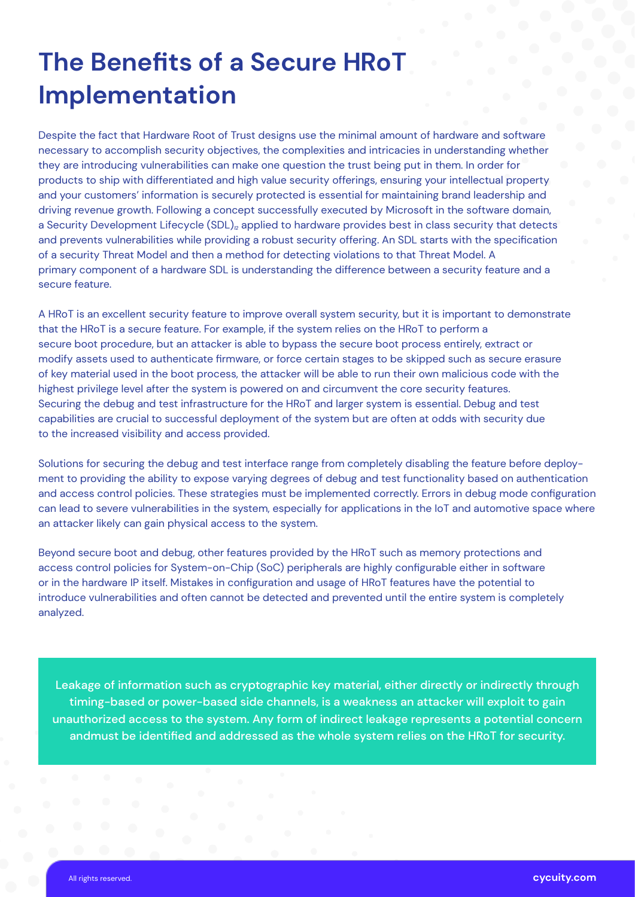# The Benefits of a Secure HRoT Implementation

Despite the fact that Hardware Root of Trust designs use the minimal amount of hardware and software necessary to accomplish security objectives, the complexities and intricacies in understanding whether they are introducing vulnerabilities can make one question the trust being put in them. In order for products to ship with differentiated and high value security offerings, ensuring your intellectual property and your customers' information is securely protected is essential for maintaining brand leadership and driving revenue growth. Following a concept successfully executed by Microsoft in the software domain, a Security Development Lifecycle (SDL)[12] applied to hardware provides best in class security that detects and prevents vulnerabilities while providing a robust security offering. An SDL starts with the specification of a security Threat Model and then a method for detecting violations to that Threat Model. A primary component of a hardware SDL is understanding the difference between a security feature and a secure feature.

A HRoT is an excellent security feature to improve overall system security, but it is important to demonstrate that the HRoT is a secure feature. For example, if the system relies on the HRoT to perform a secure boot procedure, but an attacker is able to bypass the secure boot process entirely, extract or modify assets used to authenticate firmware, or force certain stages to be skipped such as secure erasure of key material used in the boot process, the attacker will be able to run their own malicious code with the highest privilege level after the system is powered on and circumvent the core security features. Securing the debug and test infrastructure for the HRoT and larger system is essential. Debug and test capabilities are crucial to successful deployment of the system but are often at odds with security due to the increased visibility and access provided.

Solutions for securing the debug and test interface range from completely disabling the feature before deployment to providing the ability to expose varying degrees of debug and test functionality based on authentication and access control policies. These strategies must be implemented correctly. Errors in debug mode configuration can lead to severe vulnerabilities in the system, especially for applications in the IoT and automotive space where an attacker likely can gain physical access to the system.

Beyond secure boot and debug, other features provided by the HRoT such as memory protections and access control policies for System-on-Chip (SoC) peripherals are highly configurable either in software or in the hardware IP itself. Mistakes in configuration and usage of HRoT features have the potential to introduce vulnerabilities and often cannot be detected and prevented until the entire system is completely analyzed.

**Leakage of information such as cryptographic key material, either directly or indirectly through timing-based or power-based side channels, is a weakness an attacker will exploit to gain unauthorized access to the system. Any form of indirect leakage represents a potential concern andmust be identified and addressed as the whole system relies on the HRoT for security.**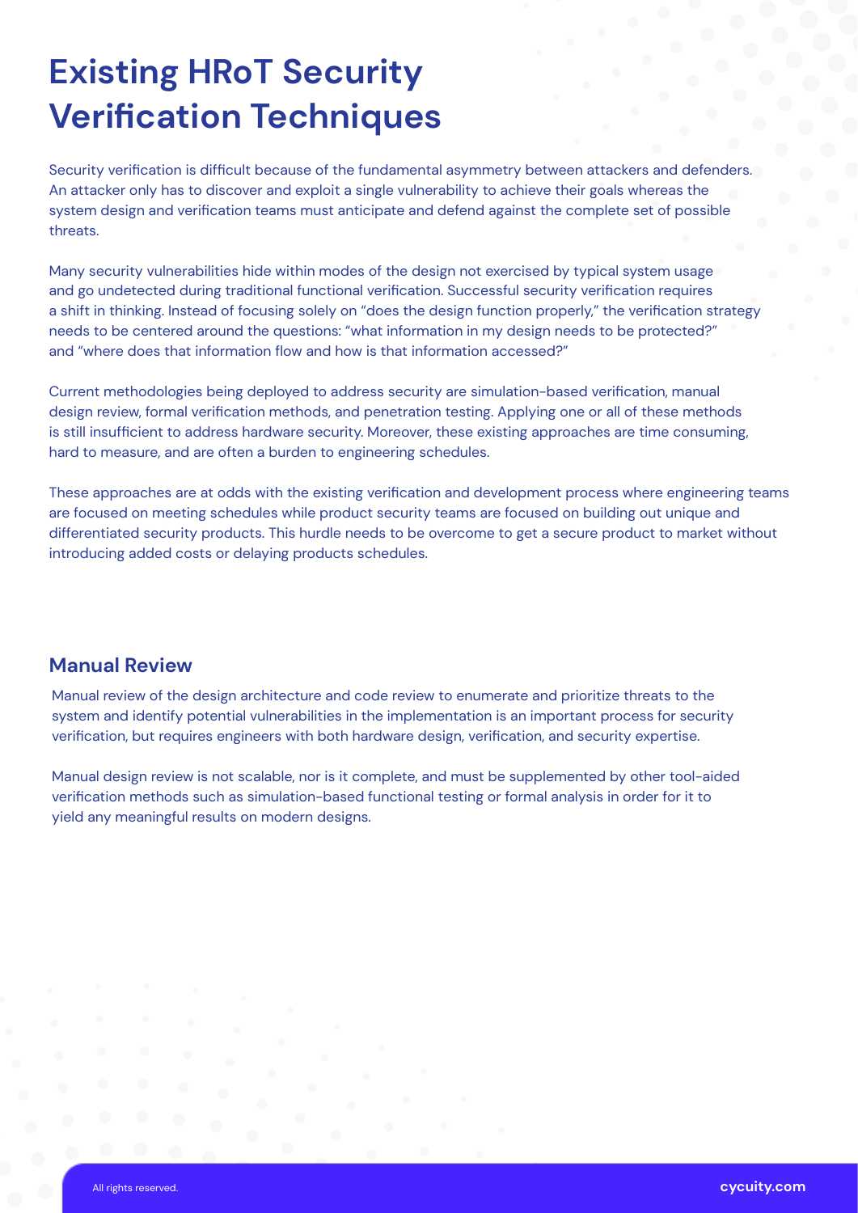# Existing HRoT Security Verification Techniques

Security verification is difficult because of the fundamental asymmetry between attackers and defenders. An attacker only has to discover and exploit a single vulnerability to achieve their goals whereas the system design and verification teams must anticipate and defend against the complete set of possible threats.

Many security vulnerabilities hide within modes of the design not exercised by typical system usage and go undetected during traditional functional verification. Successful security verification requires a shift in thinking. Instead of focusing solely on "does the design function properly," the verification strategy needs to be centered around the questions: "what information in my design needs to be protected?" and "where does that information flow and how is that information accessed?"

Current methodologies being deployed to address security are simulation-based verification, manual design review, formal verification methods, and penetration testing. Applying one or all of these methods is still insufficient to address hardware security. Moreover, these existing approaches are time consuming, hard to measure, and are often a burden to engineering schedules.

These approaches are at odds with the existing verification and development process where engineering teams are focused on meeting schedules while product security teams are focused on building out unique and differentiated security products. This hurdle needs to be overcome to get a secure product to market without introducing added costs or delaying products schedules.

## Manual Review

Manual review of the design architecture and code review to enumerate and prioritize threats to the system and identify potential vulnerabilities in the implementation is an important process for security verification, but requires engineers with both hardware design, verification, and security expertise.

Manual design review is not scalable, nor is it complete, and must be supplemented by other tool-aided verification methods such as simulation-based functional testing or formal analysis in order for it to yield any meaningful results on modern designs.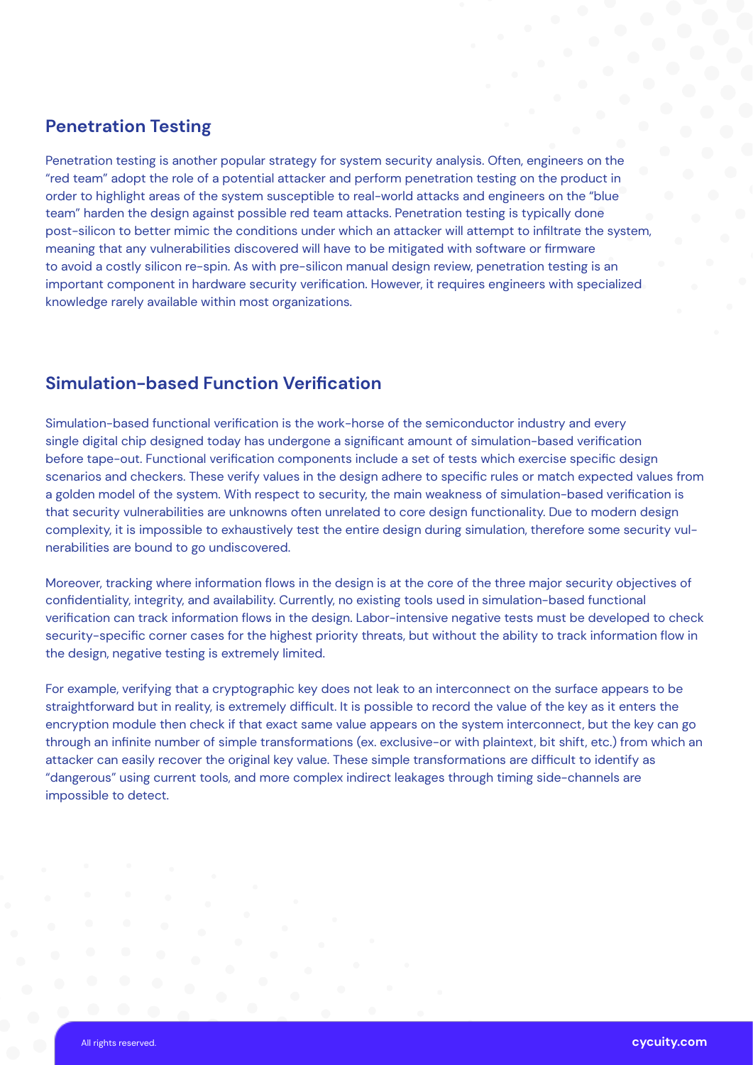## Penetration Testing

Penetration testing is another popular strategy for system security analysis. Often, engineers on the "red team" adopt the role of a potential attacker and perform penetration testing on the product in order to highlight areas of the system susceptible to real-world attacks and engineers on the "blue team" harden the design against possible red team attacks. Penetration testing is typically done post-silicon to better mimic the conditions under which an attacker will attempt to infiltrate the system, meaning that any vulnerabilities discovered will have to be mitigated with software or firmware to avoid a costly silicon re-spin. As with pre-silicon manual design review, penetration testing is an important component in hardware security verification. However, it requires engineers with specialized knowledge rarely available within most organizations.

## Simulation-based Function Verification

Simulation-based functional verification is the work-horse of the semiconductor industry and every single digital chip designed today has undergone a significant amount of simulation-based verification before tape-out. Functional verification components include a set of tests which exercise specific design scenarios and checkers. These verify values in the design adhere to specific rules or match expected values from a golden model of the system. With respect to security, the main weakness of simulation-based verification is that security vulnerabilities are unknowns often unrelated to core design functionality. Due to modern design complexity, it is impossible to exhaustively test the entire design during simulation, therefore some security vulnerabilities are bound to go undiscovered.

Moreover, tracking where information flows in the design is at the core of the three major security objectives of confidentiality, integrity, and availability. Currently, no existing tools used in simulation-based functional verification can track information flows in the design. Labor-intensive negative tests must be developed to check security-specific corner cases for the highest priority threats, but without the ability to track information flow in the design, negative testing is extremely limited.

For example, verifying that a cryptographic key does not leak to an interconnect on the surface appears to be straightforward but in reality, is extremely difficult. It is possible to record the value of the key as it enters the encryption module then check if that exact same value appears on the system interconnect, but the key can go through an infinite number of simple transformations (ex. exclusive-or with plaintext, bit shift, etc.) from which an attacker can easily recover the original key value. These simple transformations are difficult to identify as "dangerous" using current tools, and more complex indirect leakages through timing side-channels are impossible to detect.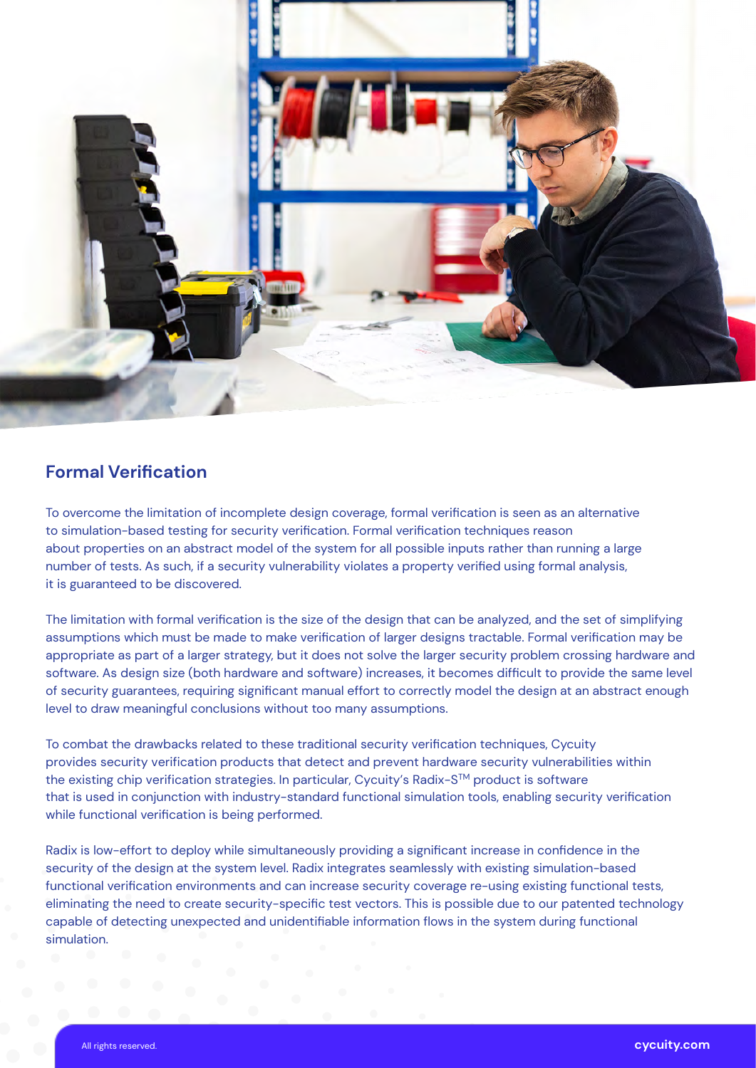## Formal Verification

To overcome the limitation of incomplete design coverage, formal verification is seen as an alternative to simulation-based testing for security verification. Formal verification techniques reason about properties on an abstract model of the system for all possible inputs rather than running a large number of tests. As such, if a security vulnerability violates a property verified using formal analysis, it is guaranteed to be discovered.

The limitation with formal verification is the size of the design that can be analyzed, and the set of simplifying assumptions which must be made to make verification of larger designs tractable. Formal verification may be appropriate as part of a larger strategy, but it does not solve the larger security problem crossing hardware and software. As design size (both hardware and software) increases, it becomes difficult to provide the same level of security guarantees, requiring significant manual effort to correctly model the design at an abstract enough level to draw meaningful conclusions without too many assumptions.

To combat the drawbacks related to these traditional security verification techniques, Cycuity provides security verification products that detect and prevent hardware security vulnerabilities within the existing chip verification strategies. In particular, Cycuity's Radix-S™ product is software that is used in conjunction with industry-standard functional simulation tools, enabling security verification while functional verification is being performed.

Radix is low-effort to deploy while simultaneously providing a significant increase in confidence in the security of the design at the system level. Radix integrates seamlessly with existing simulation-based functional verification environments and can increase security coverage re-using existing functional tests, eliminating the need to create security-specific test vectors. This is possible due to our patented technology capable of detecting unexpected and unidentifiable information flows in the system during functional simulation.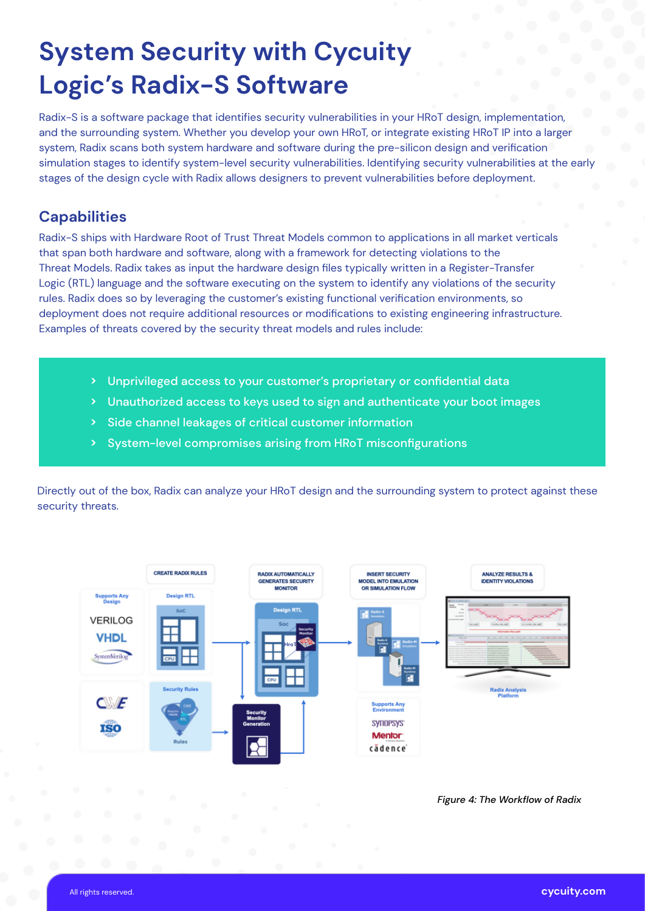# System Security with Cycuity Logic's Radix-S Software

Radix-S is a software package that identifies security vulnerabilities in your HRoT design, implementation, and the surrounding system. Whether you develop your own HRoT, or integrate existing HRoT IP into a larger system, Radix scans both system hardware and software during the pre-silicon design and verification simulation stages to identify system-level security vulnerabilities. Identifying security vulnerabilities at the early stages of the design cycle with Radix allows designers to prevent vulnerabilities before deployment.

## Capabilities

Radix-S ships with Hardware Root of Trust Threat Models common to applications in all market verticals that span both hardware and software, along with a framework for detecting violations to the Threat Models. Radix takes as input the hardware design files typically written in a Register-Transfer Logic (RTL) language and the software executing on the system to identify any violations of the security rules. Radix does so by leveraging the customer's existing functional verification environments, so deployment does not require additional resources or modifications to existing engineering infrastructure. Examples of threats covered by the security threat models and rules include:

- Unprivileged access to your customer's proprietary or confidential data
- Unauthorized access to keys used to sign and authenticate your boot images
- Side channel leakages of critical customer information
- System-level compromises arising from HRoT misconfigurations

Directly out of the box, Radix can analyze your HRoT design and the surrounding system to protect against these security threats.

*Figure 4: The Workflow of Radix*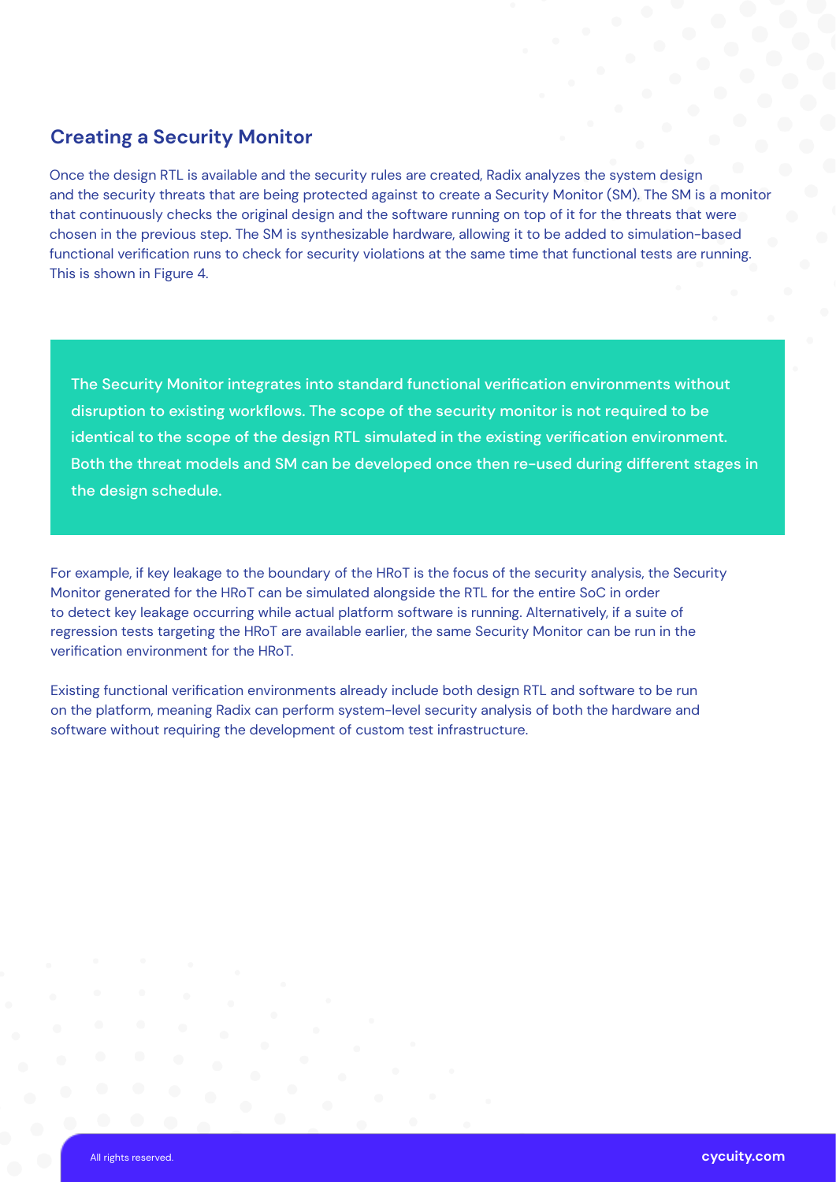## Creating a Security Monitor

Once the design RTL is available and the security rules are created, Radix analyzes the system design and the security threats that are being protected against to create a Security Monitor (SM). The SM is a monitor that continuously checks the original design and the software running on top of it for the threats that were chosen in the previous step. The SM is synthesizable hardware, allowing it to be added to simulation-based functional verification runs to check for security violations at the same time that functional tests are running. This is shown in Figure 4.

> The Security Monitor integrates into standard functional verification environments without disruption to existing workflows. The scope of the security monitor is not required to be identical to the scope of the design RTL simulated in the existing verification environment. Both the threat models and SM can be developed once then re-used during different stages in the design schedule.

For example, if key leakage to the boundary of the HRoT is the focus of the security analysis, the Security Monitor generated for the HRoT can be simulated alongside the RTL for the entire SoC in order to detect key leakage occurring while actual platform software is running. Alternatively, if a suite of regression tests targeting the HRoT are available earlier, the same Security Monitor can be run in the verification environment for the HRoT.

Existing functional verification environments already include both design RTL and software to be run on the platform, meaning Radix can perform system-level security analysis of both the hardware and software without requiring the development of custom test infrastructure.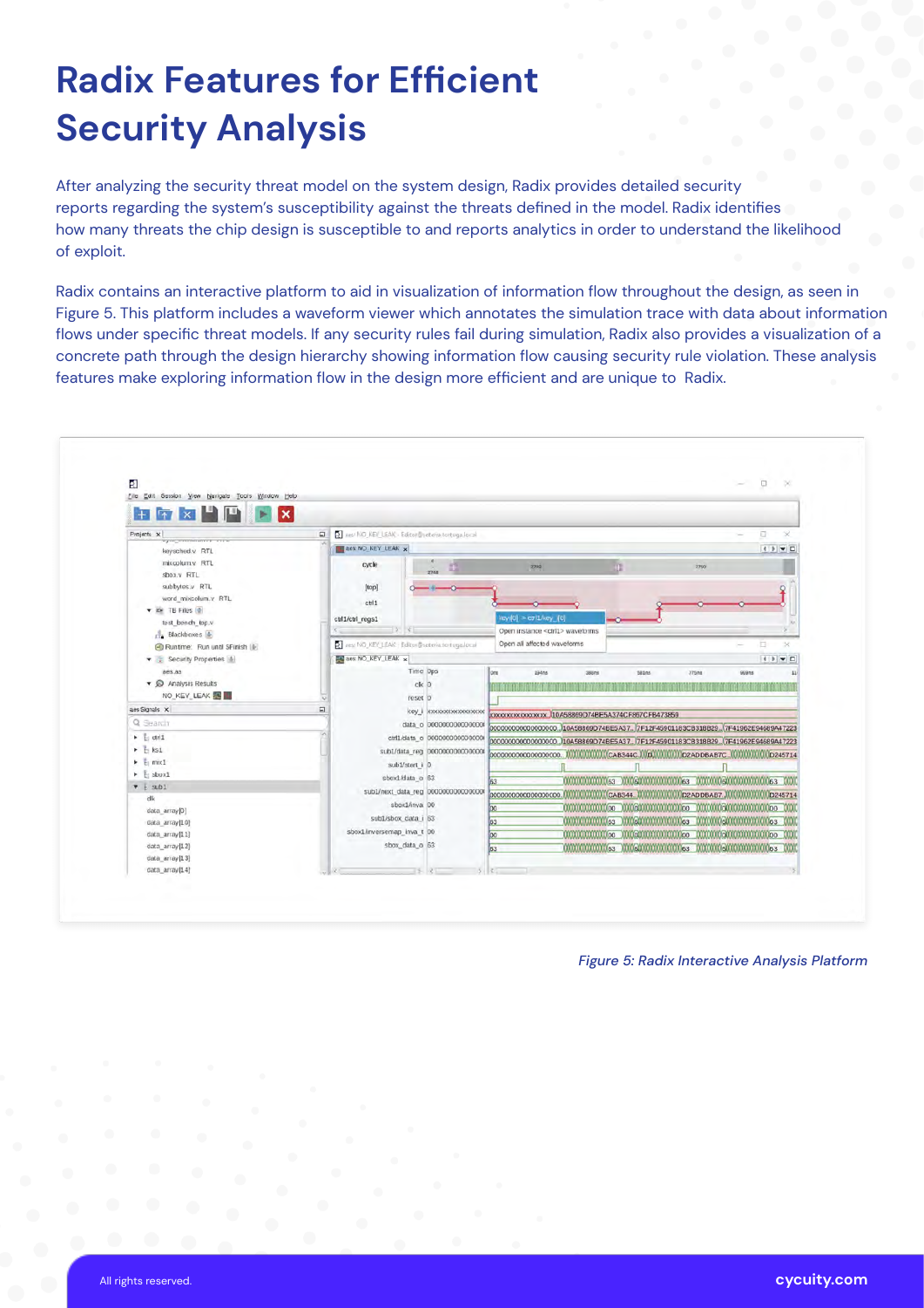# Radix Features for Efficient Security Analysis

After analyzing the security threat model on the system design, Radix provides detailed security reports regarding the system's susceptibility against the threats defined in the model. Radix identifies how many threats the chip design is susceptible to and reports analytics in order to understand the likelihood of exploit.

Radix contains an interactive platform to aid in visualization of information flow throughout the design, as seen in Figure 5. This platform includes a waveform viewer which annotates the simulation trace with data about information flows under specific threat models. If any security rules fail during simulation, Radix also provides a visualization of a concrete path through the design hierarchy showing information flow causing security rule violation. These analysis features make exploring information flow in the design more efficient and are unique to Radix.

*Figure 5: Radix Interactive Analysis Platform*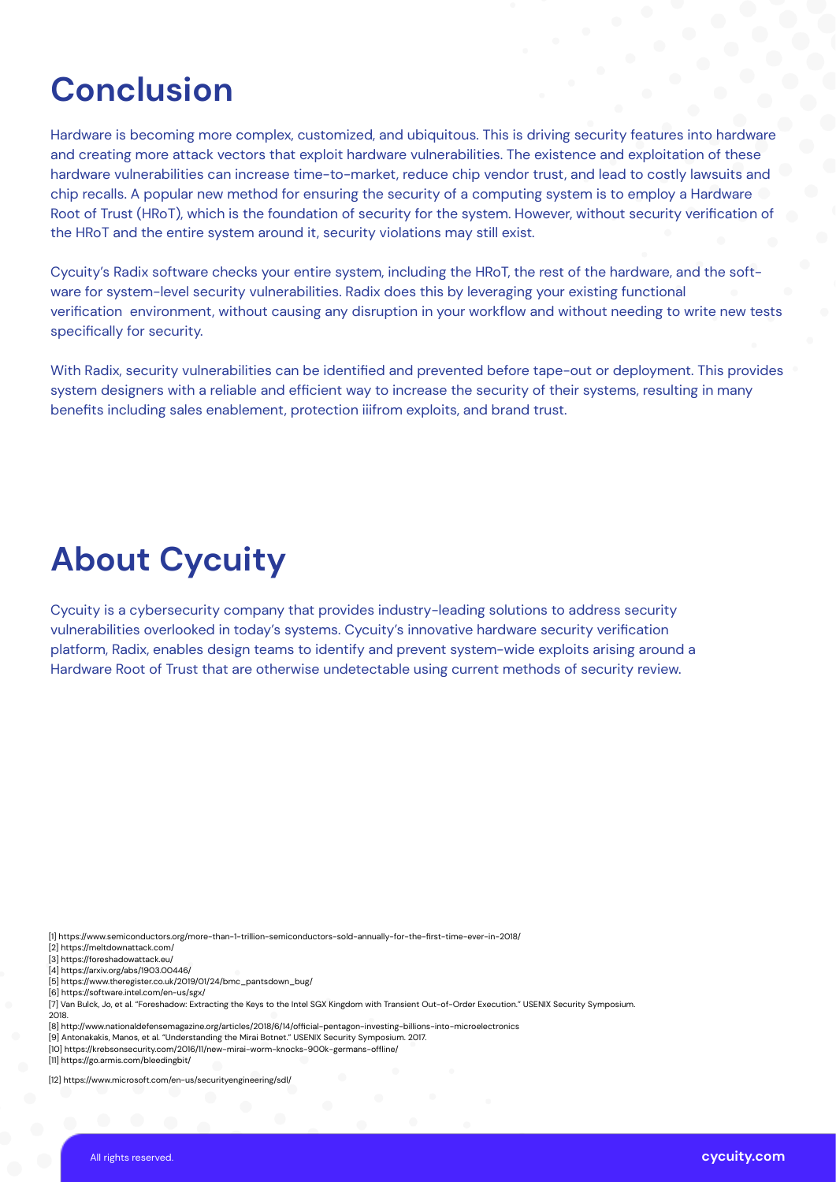# Conclusion

Hardware is becoming more complex, customized, and ubiquitous. This is driving security features into hardware and creating more attack vectors that exploit hardware vulnerabilities. The existence and exploitation of these hardware vulnerabilities can increase time-to-market, reduce chip vendor trust, and lead to costly lawsuits and chip recalls. A popular new method for ensuring the security of a computing system is to employ a Hardware Root of Trust (HRoT), which is the foundation of security for the system. However, without security verification of the HRoT and the entire system around it, security violations may still exist.

Cycuity's Radix software checks your entire system, including the HRoT, the rest of the hardware, and the software for system-level security vulnerabilities. Radix does this by leveraging your existing functional verification environment, without causing any disruption in your workflow and without needing to write new tests specifically for security.

With Radix, security vulnerabilities can be identified and prevented before tape-out or deployment. This provides system designers with a reliable and efficient way to increase the security of their systems, resulting in many benefits including sales enablement, protection iiifrom exploits, and brand trust.

# About Cycuity

Cycuity is a cybersecurity company that provides industry-leading solutions to address security vulnerabilities overlooked in today's systems. Cycuity's innovative hardware security verification platform, Radix, enables design teams to identify and prevent system-wide exploits arising around a Hardware Root of Trust that are otherwise undetectable using current methods of security review.

[1] https://www.semiconductors.org/more-than-1-trillion-semiconductors-sold-annually-for-the-first-time-ever-in-2018/
[2] https://meltdownattack.com/
[3] https://foreshadowattack.eu/
[4] https://arxiv.org/abs/1903.00446/
[5] https://www.theregister.co.uk/2019/01/24/bmc_pantsdown_bug/
[6] https://software.intel.com/en-us/sgx/
[7] Van Bulck, Jo, et al. "Foreshadow: Extracting the Keys to the Intel SGX Kingdom with Transient Out-of-Order Execution." USENIX Security Symposium. 2018.
[8] http://www.nationaldefensemagazine.org/articles/2018/6/14/official-pentagon-investing-billions-into-microelectronics
[9] Antonakakis, Manos, et al. "Understanding the Mirai Botnet." USENIX Security Symposium. 2017.
[10] https://krebsonsecurity.com/2016/11/new-mirai-worm-knocks-900k-germans-offline/
[11] https://go.armis.com/bleedingbit/
[12] https://www.microsoft.com/en-us/securityengineering/sdl/

All rights reserved.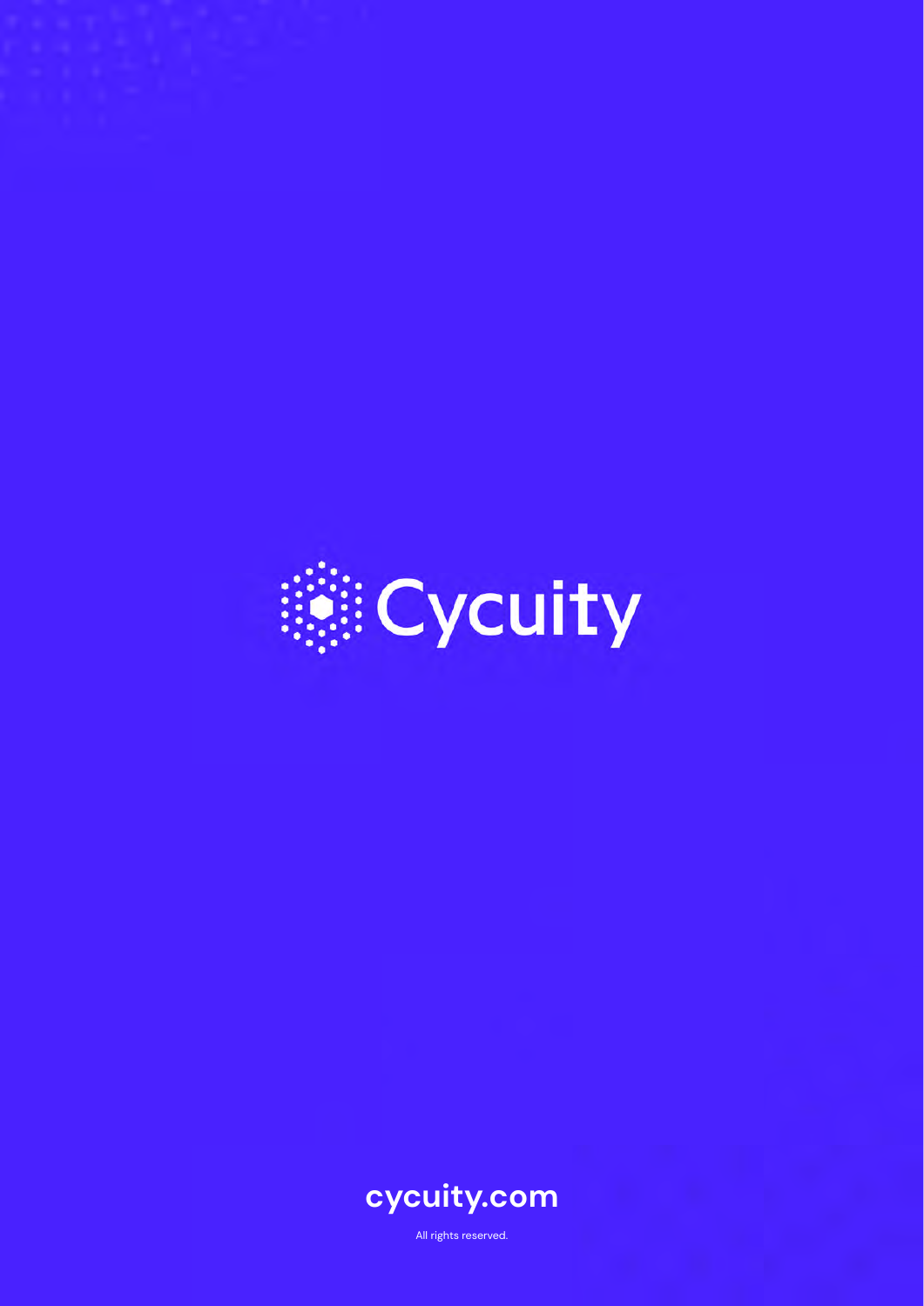Cycuity

cycuity.com

All rights reserved.